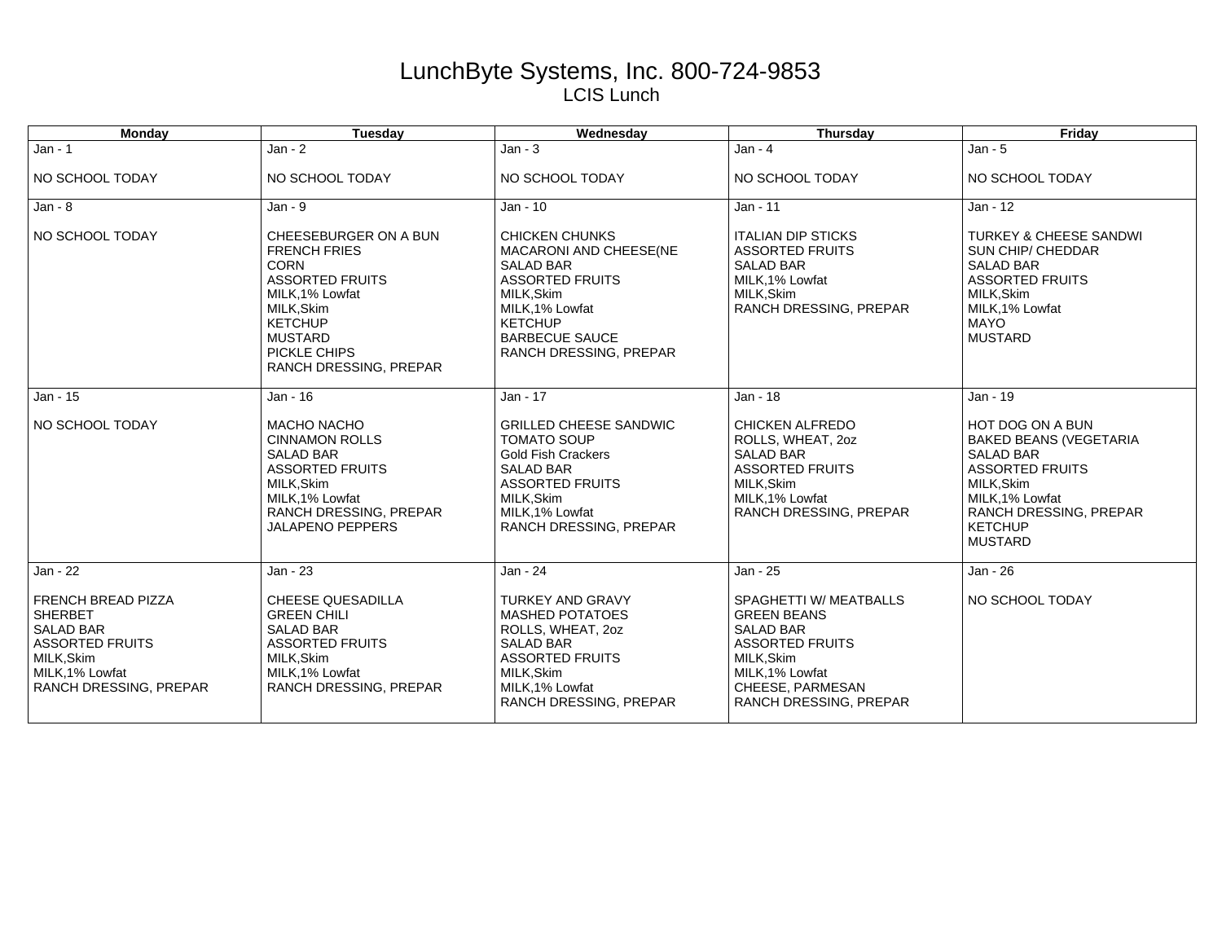# LunchByte Systems, Inc. 800-724-9853

## LCIS Lunch

| Monday | Tuesday | Wednesday | Thursday | Friday |
| --- | --- | --- | --- | --- |
| Jan - 1<br><br>NO SCHOOL TODAY | Jan - 2<br><br>NO SCHOOL TODAY | Jan - 3<br><br>NO SCHOOL TODAY | Jan - 4<br><br>NO SCHOOL TODAY | Jan - 5<br><br>NO SCHOOL TODAY |
| Jan - 8<br><br>NO SCHOOL TODAY | Jan - 9<br><br>CHEESEBURGER ON A BUN<br>FRENCH FRIES<br>CORN<br>ASSORTED FRUITS<br>MILK,1% Lowfat<br>MILK,Skim<br>KETCHUP<br>MUSTARD<br>PICKLE CHIPS<br>RANCH DRESSING, PREPAR | Jan - 10<br><br>CHICKEN CHUNKS<br>MACARONI AND CHEESE(NE<br>SALAD BAR<br>ASSORTED FRUITS<br>MILK,Skim<br>MILK,1% Lowfat<br>KETCHUP<br>BARBECUE SAUCE<br>RANCH DRESSING, PREPAR | Jan - 11<br><br>ITALIAN DIP STICKS<br>ASSORTED FRUITS<br>SALAD BAR<br>MILK,1% Lowfat<br>MILK,Skim<br>RANCH DRESSING, PREPAR | Jan - 12<br><br>TURKEY & CHEESE SANDWI<br>SUN CHIP/ CHEDDAR<br>SALAD BAR<br>ASSORTED FRUITS<br>MILK,Skim<br>MILK,1% Lowfat<br>MAYO<br>MUSTARD |
| Jan - 15<br><br>NO SCHOOL TODAY | Jan - 16<br><br>MACHO NACHO<br>CINNAMON ROLLS<br>SALAD BAR<br>ASSORTED FRUITS<br>MILK,Skim<br>MILK,1% Lowfat<br>RANCH DRESSING, PREPAR<br>JALAPENO PEPPERS | Jan - 17<br><br>GRILLED CHEESE SANDWIC<br>TOMATO SOUP<br>Gold Fish Crackers<br>SALAD BAR<br>ASSORTED FRUITS<br>MILK,Skim<br>MILK,1% Lowfat<br>RANCH DRESSING, PREPAR | Jan - 18<br><br>CHICKEN ALFREDO<br>ROLLS, WHEAT, 2oz<br>SALAD BAR<br>ASSORTED FRUITS<br>MILK,Skim<br>MILK,1% Lowfat<br>RANCH DRESSING, PREPAR | Jan - 19<br><br>HOT DOG ON A BUN<br>BAKED BEANS (VEGETARIA<br>SALAD BAR<br>ASSORTED FRUITS<br>MILK,Skim<br>MILK,1% Lowfat<br>RANCH DRESSING, PREPAR<br>KETCHUP<br>MUSTARD |
| Jan - 22<br><br>FRENCH BREAD PIZZA<br>SHERBET<br>SALAD BAR<br>ASSORTED FRUITS<br>MILK,Skim<br>MILK,1% Lowfat<br>RANCH DRESSING, PREPAR | Jan - 23<br><br>CHEESE QUESADILLA<br>GREEN CHILI<br>SALAD BAR<br>ASSORTED FRUITS<br>MILK,Skim<br>MILK,1% Lowfat<br>RANCH DRESSING, PREPAR | Jan - 24<br><br>TURKEY AND GRAVY<br>MASHED POTATOES<br>ROLLS, WHEAT, 2oz<br>SALAD BAR<br>ASSORTED FRUITS<br>MILK,Skim<br>MILK,1% Lowfat<br>RANCH DRESSING, PREPAR | Jan - 25<br><br>SPAGHETTI W/ MEATBALLS<br>GREEN BEANS<br>SALAD BAR<br>ASSORTED FRUITS<br>MILK,Skim<br>MILK,1% Lowfat<br>CHEESE, PARMESAN<br>RANCH DRESSING, PREPAR | Jan - 26<br><br>NO SCHOOL TODAY |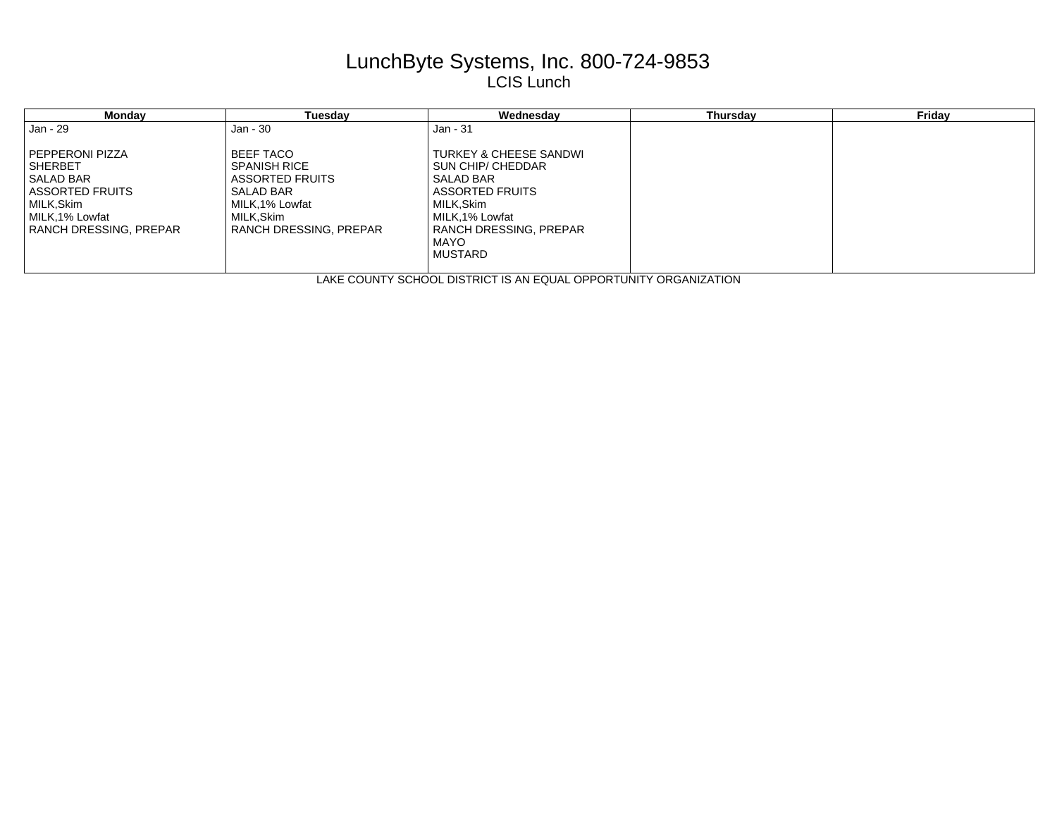# LunchByte Systems, Inc. 800-724-9853

## LCIS Lunch

| Monday | Tuesday | Wednesday | Thursday | Friday |
|---|---|---|---|---|
| Jan - 29<br><br>PEPPERONI PIZZA<br>SHERBET<br>SALAD BAR<br>ASSORTED FRUITS<br>MILK,Skim<br>MILK,1% Lowfat<br>RANCH DRESSING, PREPAR | Jan - 30<br><br>BEEF TACO<br>SPANISH RICE<br>ASSORTED FRUITS<br>SALAD BAR<br>MILK,1% Lowfat<br>MILK,Skim<br>RANCH DRESSING, PREPAR | Jan - 31<br><br>TURKEY & CHEESE SANDWI<br>SUN CHIP/ CHEDDAR<br>SALAD BAR<br>ASSORTED FRUITS<br>MILK,Skim<br>MILK,1% Lowfat<br>RANCH DRESSING, PREPAR<br>MAYO<br>MUSTARD | | |

LAKE COUNTY SCHOOL DISTRICT IS AN EQUAL OPPORTUNITY ORGANIZATION